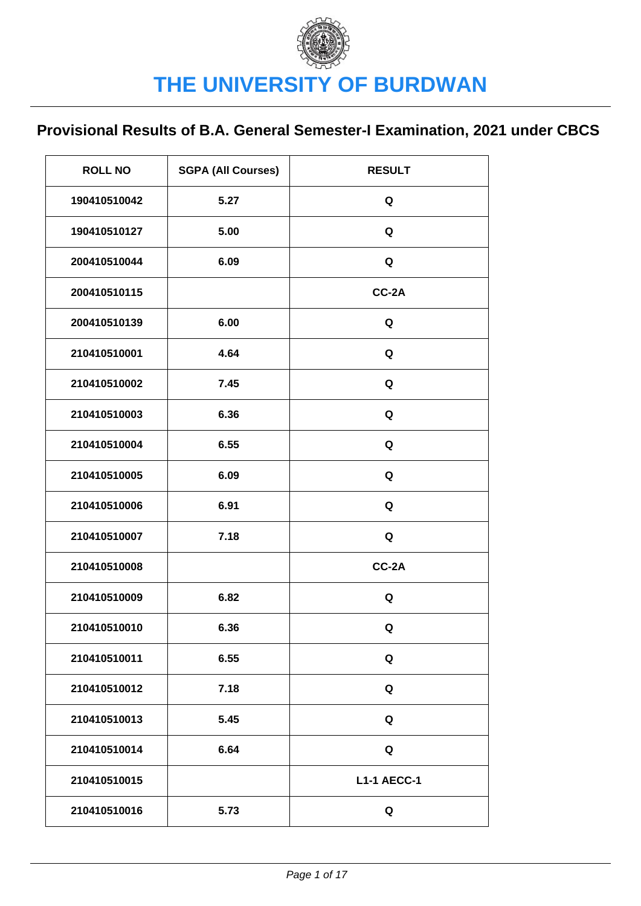# THE UNIVERSITY OF BURDWAN

## Provisional Results of B.A. General Semester-I Examination, 2021 under CBCS

| ROLL NO | SGPA (All Courses) | RESULT |
|---|---|---|
| 190410510042 | 5.27 | Q |
| 190410510127 | 5.00 | Q |
| 200410510044 | 6.09 | Q |
| 200410510115 | | CC-2A |
| 200410510139 | 6.00 | Q |
| 210410510001 | 4.64 | Q |
| 210410510002 | 7.45 | Q |
| 210410510003 | 6.36 | Q |
| 210410510004 | 6.55 | Q |
| 210410510005 | 6.09 | Q |
| 210410510006 | 6.91 | Q |
| 210410510007 | 7.18 | Q |
| 210410510008 | | CC-2A |
| 210410510009 | 6.82 | Q |
| 210410510010 | 6.36 | Q |
| 210410510011 | 6.55 | Q |
| 210410510012 | 7.18 | Q |
| 210410510013 | 5.45 | Q |
| 210410510014 | 6.64 | Q |
| 210410510015 | | L1-1 AECC-1 |
| 210410510016 | 5.73 | Q |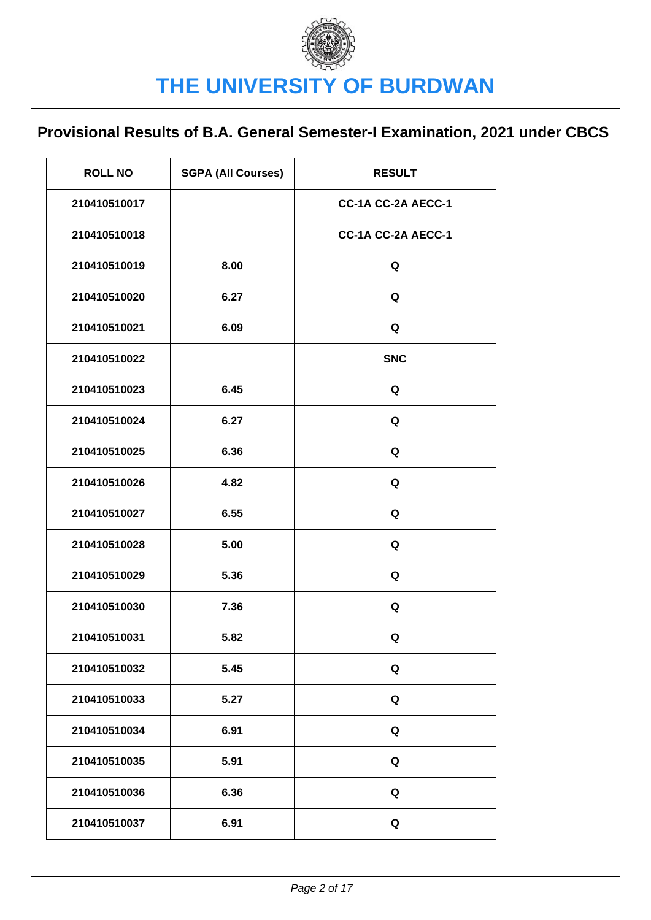# THE UNIVERSITY OF BURDWAN

## Provisional Results of B.A. General Semester-I Examination, 2021 under CBCS

| ROLL NO | SGPA (All Courses) | RESULT |
|---|---|---|
| 210410510017 | | CC-1A CC-2A AECC-1 |
| 210410510018 | | CC-1A CC-2A AECC-1 |
| 210410510019 | 8.00 | Q |
| 210410510020 | 6.27 | Q |
| 210410510021 | 6.09 | Q |
| 210410510022 | | SNC |
| 210410510023 | 6.45 | Q |
| 210410510024 | 6.27 | Q |
| 210410510025 | 6.36 | Q |
| 210410510026 | 4.82 | Q |
| 210410510027 | 6.55 | Q |
| 210410510028 | 5.00 | Q |
| 210410510029 | 5.36 | Q |
| 210410510030 | 7.36 | Q |
| 210410510031 | 5.82 | Q |
| 210410510032 | 5.45 | Q |
| 210410510033 | 5.27 | Q |
| 210410510034 | 6.91 | Q |
| 210410510035 | 5.91 | Q |
| 210410510036 | 6.36 | Q |
| 210410510037 | 6.91 | Q |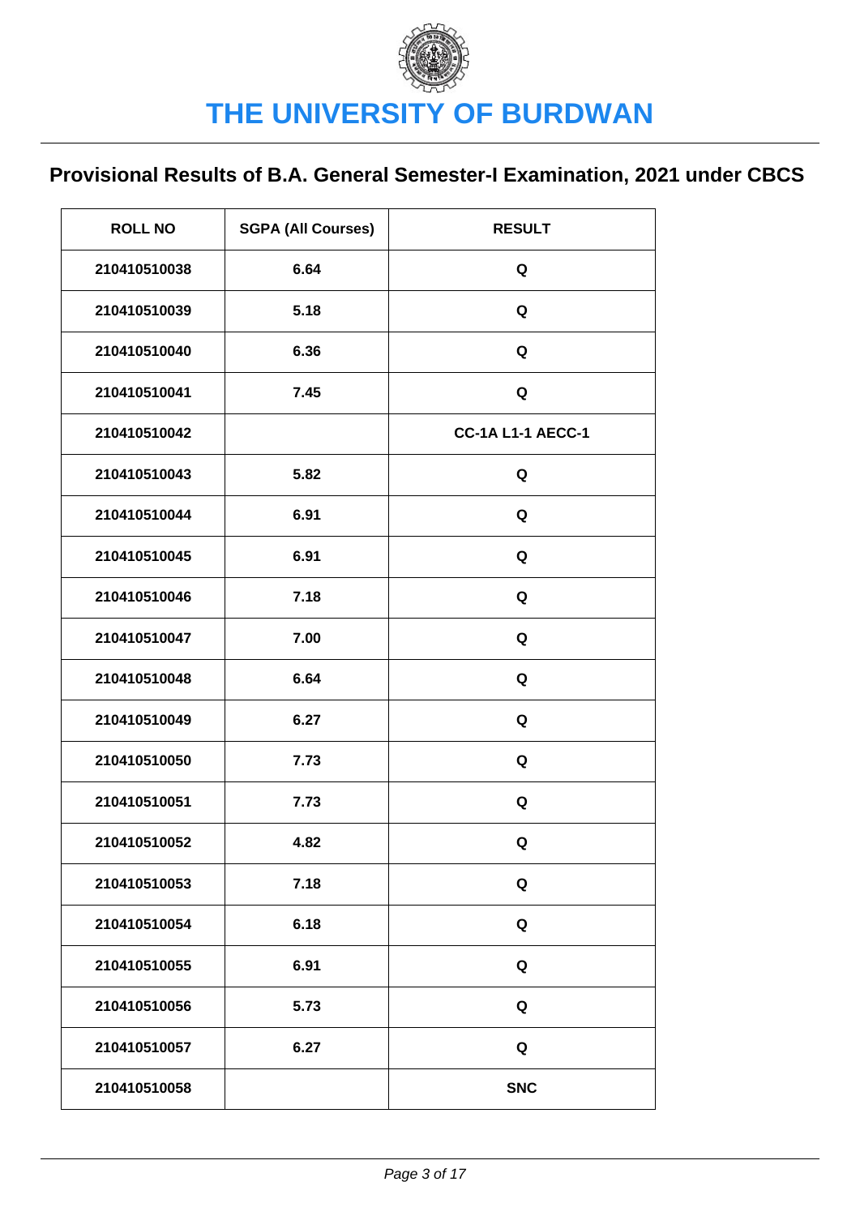# THE UNIVERSITY OF BURDWAN

## Provisional Results of B.A. General Semester-I Examination, 2021 under CBCS

| ROLL NO | SGPA (All Courses) | RESULT |
|---|---|---|
| 210410510038 | 6.64 | Q |
| 210410510039 | 5.18 | Q |
| 210410510040 | 6.36 | Q |
| 210410510041 | 7.45 | Q |
| 210410510042 | | CC-1A L1-1 AECC-1 |
| 210410510043 | 5.82 | Q |
| 210410510044 | 6.91 | Q |
| 210410510045 | 6.91 | Q |
| 210410510046 | 7.18 | Q |
| 210410510047 | 7.00 | Q |
| 210410510048 | 6.64 | Q |
| 210410510049 | 6.27 | Q |
| 210410510050 | 7.73 | Q |
| 210410510051 | 7.73 | Q |
| 210410510052 | 4.82 | Q |
| 210410510053 | 7.18 | Q |
| 210410510054 | 6.18 | Q |
| 210410510055 | 6.91 | Q |
| 210410510056 | 5.73 | Q |
| 210410510057 | 6.27 | Q |
| 210410510058 | | SNC |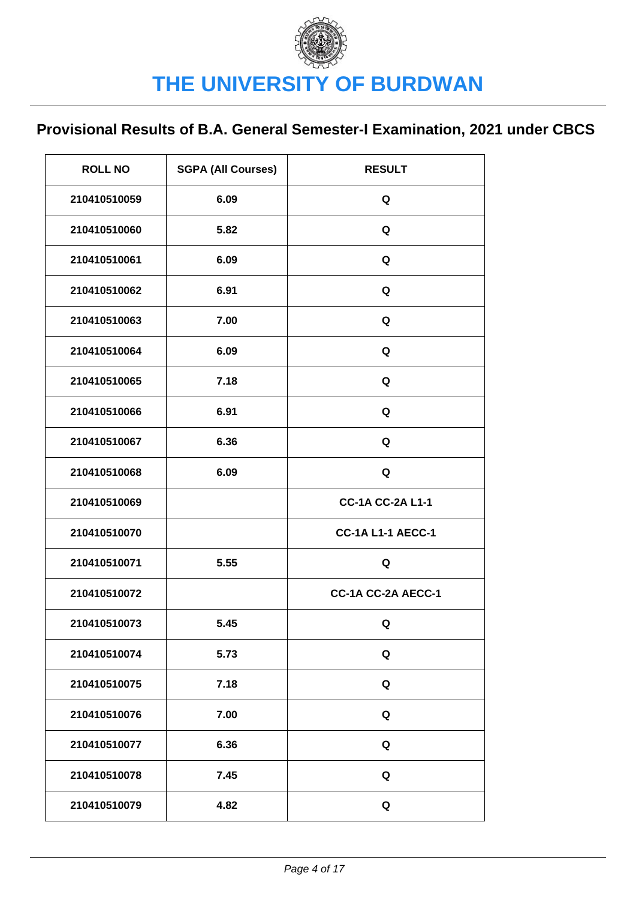# THE UNIVERSITY OF BURDWAN

## Provisional Results of B.A. General Semester-I Examination, 2021 under CBCS

| ROLL NO | SGPA (All Courses) | RESULT |
|---|---|---|
| 210410510059 | 6.09 | Q |
| 210410510060 | 5.82 | Q |
| 210410510061 | 6.09 | Q |
| 210410510062 | 6.91 | Q |
| 210410510063 | 7.00 | Q |
| 210410510064 | 6.09 | Q |
| 210410510065 | 7.18 | Q |
| 210410510066 | 6.91 | Q |
| 210410510067 | 6.36 | Q |
| 210410510068 | 6.09 | Q |
| 210410510069 | | CC-1A CC-2A L1-1 |
| 210410510070 | | CC-1A L1-1 AECC-1 |
| 210410510071 | 5.55 | Q |
| 210410510072 | | CC-1A CC-2A AECC-1 |
| 210410510073 | 5.45 | Q |
| 210410510074 | 5.73 | Q |
| 210410510075 | 7.18 | Q |
| 210410510076 | 7.00 | Q |
| 210410510077 | 6.36 | Q |
| 210410510078 | 7.45 | Q |
| 210410510079 | 4.82 | Q |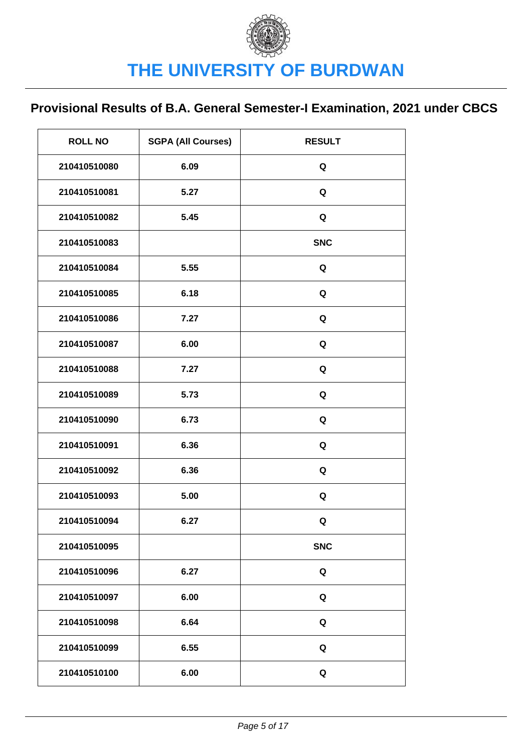# THE UNIVERSITY OF BURDWAN

## Provisional Results of B.A. General Semester-I Examination, 2021 under CBCS

| ROLL NO | SGPA (All Courses) | RESULT |
|---|---|---|
| 210410510080 | 6.09 | Q |
| 210410510081 | 5.27 | Q |
| 210410510082 | 5.45 | Q |
| 210410510083 | | SNC |
| 210410510084 | 5.55 | Q |
| 210410510085 | 6.18 | Q |
| 210410510086 | 7.27 | Q |
| 210410510087 | 6.00 | Q |
| 210410510088 | 7.27 | Q |
| 210410510089 | 5.73 | Q |
| 210410510090 | 6.73 | Q |
| 210410510091 | 6.36 | Q |
| 210410510092 | 6.36 | Q |
| 210410510093 | 5.00 | Q |
| 210410510094 | 6.27 | Q |
| 210410510095 | | SNC |
| 210410510096 | 6.27 | Q |
| 210410510097 | 6.00 | Q |
| 210410510098 | 6.64 | Q |
| 210410510099 | 6.55 | Q |
| 210410510100 | 6.00 | Q |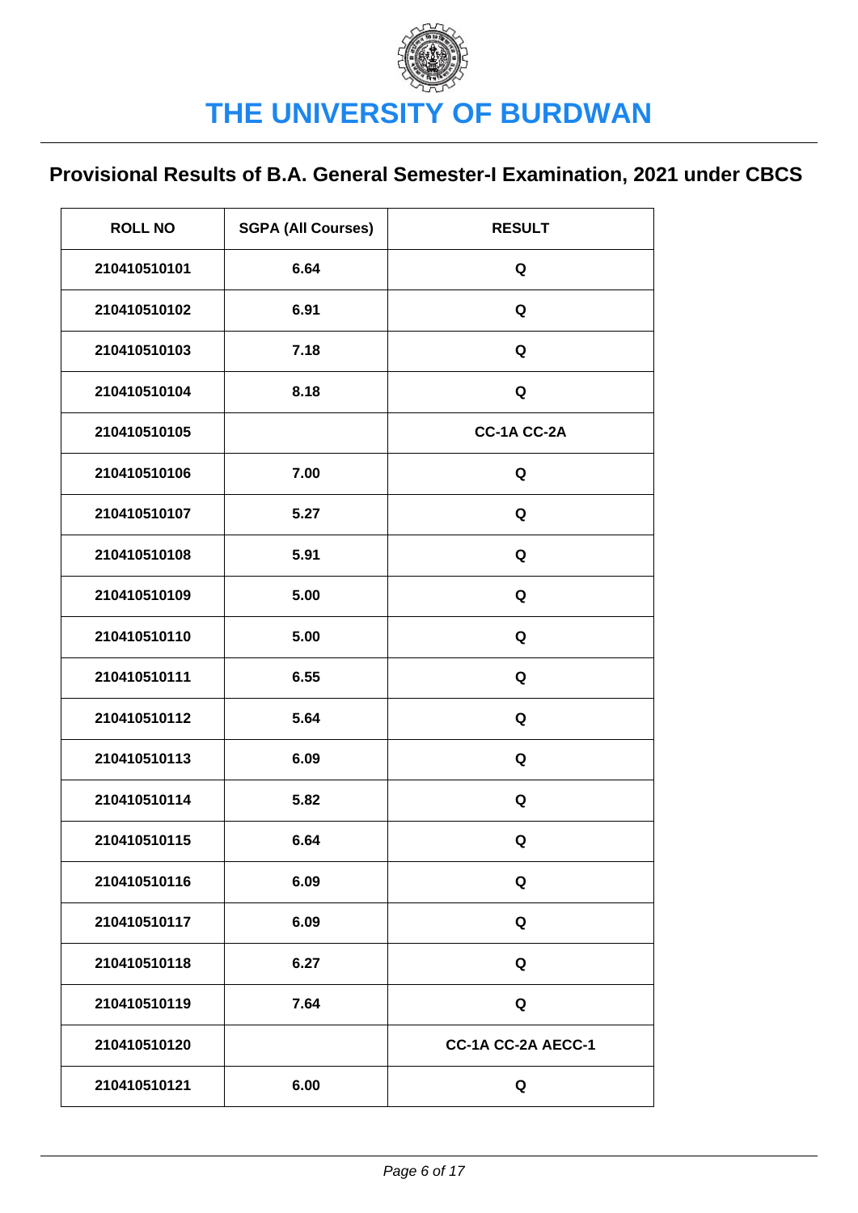# THE UNIVERSITY OF BURDWAN

## Provisional Results of B.A. General Semester-I Examination, 2021 under CBCS

| ROLL NO | SGPA (All Courses) | RESULT |
|---|---|---|
| 210410510101 | 6.64 | Q |
| 210410510102 | 6.91 | Q |
| 210410510103 | 7.18 | Q |
| 210410510104 | 8.18 | Q |
| 210410510105 | | CC-1A CC-2A |
| 210410510106 | 7.00 | Q |
| 210410510107 | 5.27 | Q |
| 210410510108 | 5.91 | Q |
| 210410510109 | 5.00 | Q |
| 210410510110 | 5.00 | Q |
| 210410510111 | 6.55 | Q |
| 210410510112 | 5.64 | Q |
| 210410510113 | 6.09 | Q |
| 210410510114 | 5.82 | Q |
| 210410510115 | 6.64 | Q |
| 210410510116 | 6.09 | Q |
| 210410510117 | 6.09 | Q |
| 210410510118 | 6.27 | Q |
| 210410510119 | 7.64 | Q |
| 210410510120 | | CC-1A CC-2A AECC-1 |
| 210410510121 | 6.00 | Q |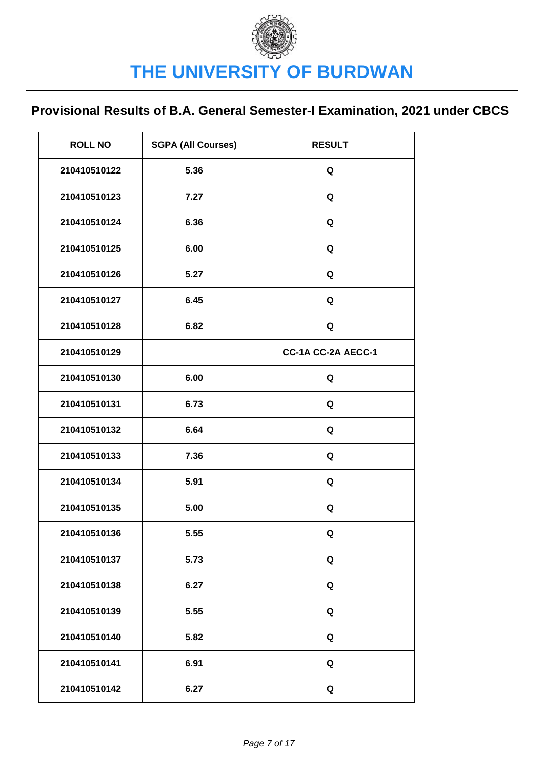# THE UNIVERSITY OF BURDWAN

## Provisional Results of B.A. General Semester-I Examination, 2021 under CBCS

| ROLL NO | SGPA (All Courses) | RESULT |
|---|---|---|
| 210410510122 | 5.36 | Q |
| 210410510123 | 7.27 | Q |
| 210410510124 | 6.36 | Q |
| 210410510125 | 6.00 | Q |
| 210410510126 | 5.27 | Q |
| 210410510127 | 6.45 | Q |
| 210410510128 | 6.82 | Q |
| 210410510129 | | CC-1A CC-2A AECC-1 |
| 210410510130 | 6.00 | Q |
| 210410510131 | 6.73 | Q |
| 210410510132 | 6.64 | Q |
| 210410510133 | 7.36 | Q |
| 210410510134 | 5.91 | Q |
| 210410510135 | 5.00 | Q |
| 210410510136 | 5.55 | Q |
| 210410510137 | 5.73 | Q |
| 210410510138 | 6.27 | Q |
| 210410510139 | 5.55 | Q |
| 210410510140 | 5.82 | Q |
| 210410510141 | 6.91 | Q |
| 210410510142 | 6.27 | Q |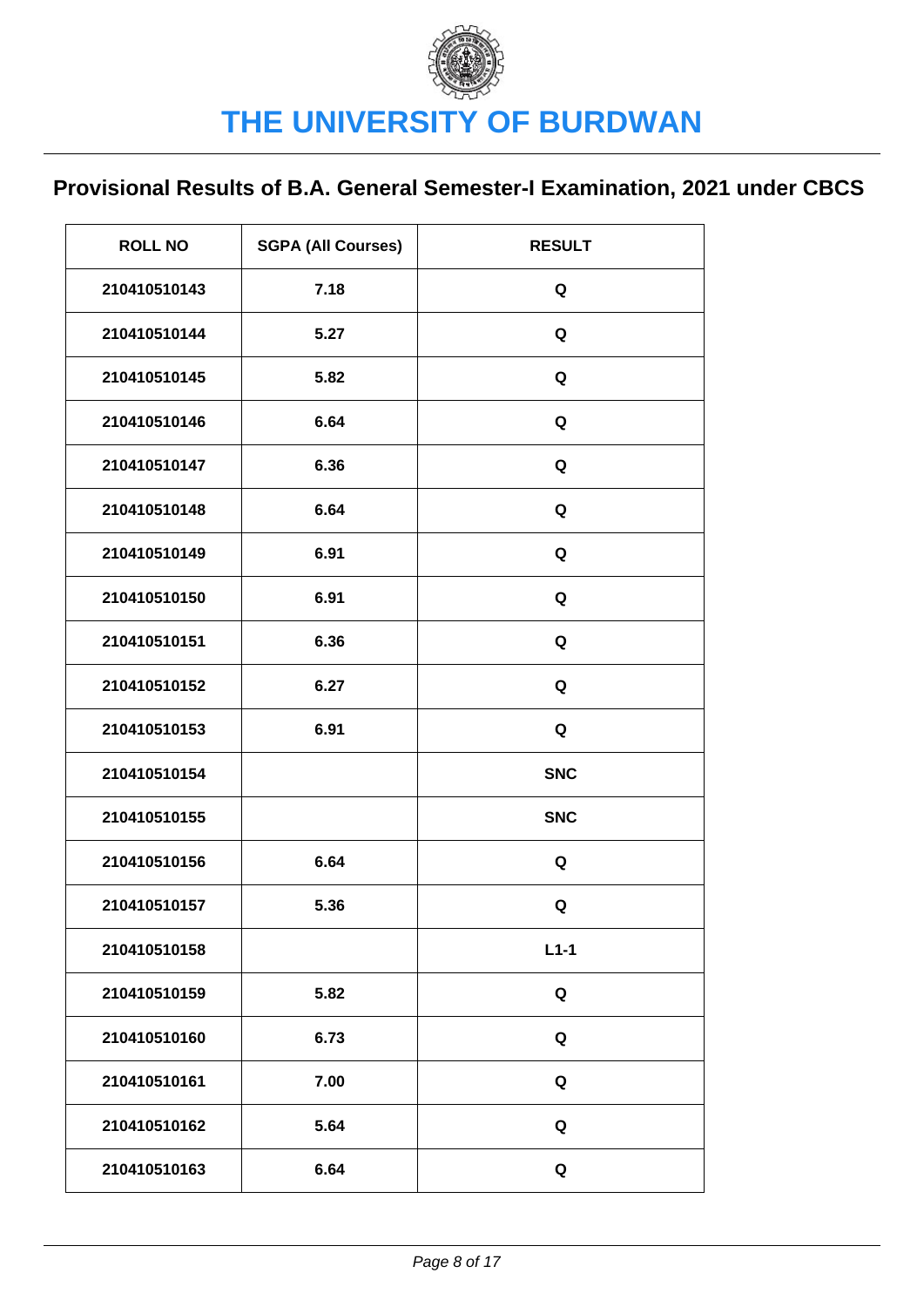# THE UNIVERSITY OF BURDWAN

## Provisional Results of B.A. General Semester-I Examination, 2021 under CBCS

| ROLL NO | SGPA (All Courses) | RESULT |
|---|---|---|
| 210410510143 | 7.18 | Q |
| 210410510144 | 5.27 | Q |
| 210410510145 | 5.82 | Q |
| 210410510146 | 6.64 | Q |
| 210410510147 | 6.36 | Q |
| 210410510148 | 6.64 | Q |
| 210410510149 | 6.91 | Q |
| 210410510150 | 6.91 | Q |
| 210410510151 | 6.36 | Q |
| 210410510152 | 6.27 | Q |
| 210410510153 | 6.91 | Q |
| 210410510154 | | SNC |
| 210410510155 | | SNC |
| 210410510156 | 6.64 | Q |
| 210410510157 | 5.36 | Q |
| 210410510158 | | L1-1 |
| 210410510159 | 5.82 | Q |
| 210410510160 | 6.73 | Q |
| 210410510161 | 7.00 | Q |
| 210410510162 | 5.64 | Q |
| 210410510163 | 6.64 | Q |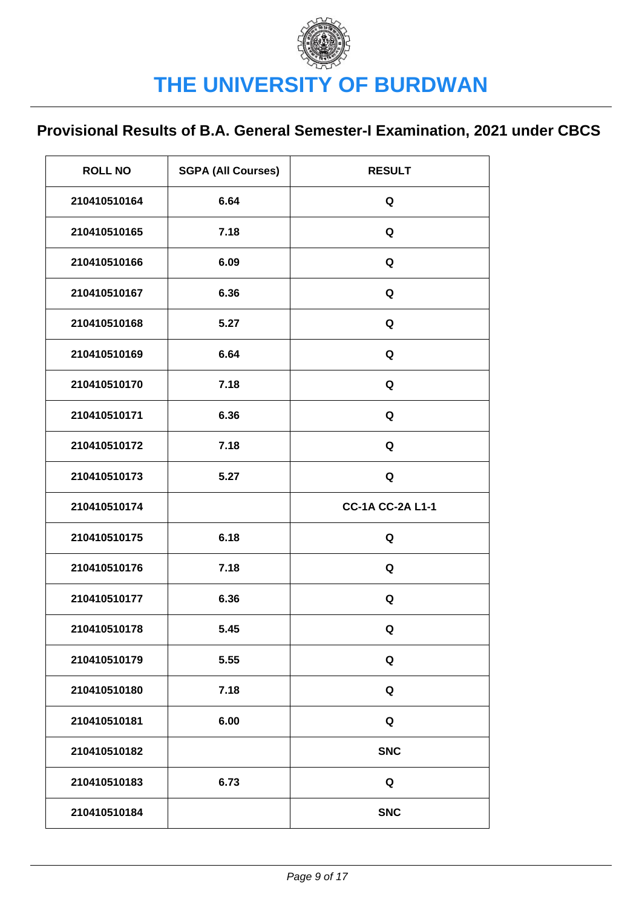# THE UNIVERSITY OF BURDWAN

## Provisional Results of B.A. General Semester-I Examination, 2021 under CBCS

| ROLL NO | SGPA (All Courses) | RESULT |
|---|---|---|
| 210410510164 | 6.64 | Q |
| 210410510165 | 7.18 | Q |
| 210410510166 | 6.09 | Q |
| 210410510167 | 6.36 | Q |
| 210410510168 | 5.27 | Q |
| 210410510169 | 6.64 | Q |
| 210410510170 | 7.18 | Q |
| 210410510171 | 6.36 | Q |
| 210410510172 | 7.18 | Q |
| 210410510173 | 5.27 | Q |
| 210410510174 | | CC-1A CC-2A L1-1 |
| 210410510175 | 6.18 | Q |
| 210410510176 | 7.18 | Q |
| 210410510177 | 6.36 | Q |
| 210410510178 | 5.45 | Q |
| 210410510179 | 5.55 | Q |
| 210410510180 | 7.18 | Q |
| 210410510181 | 6.00 | Q |
| 210410510182 | | SNC |
| 210410510183 | 6.73 | Q |
| 210410510184 | | SNC |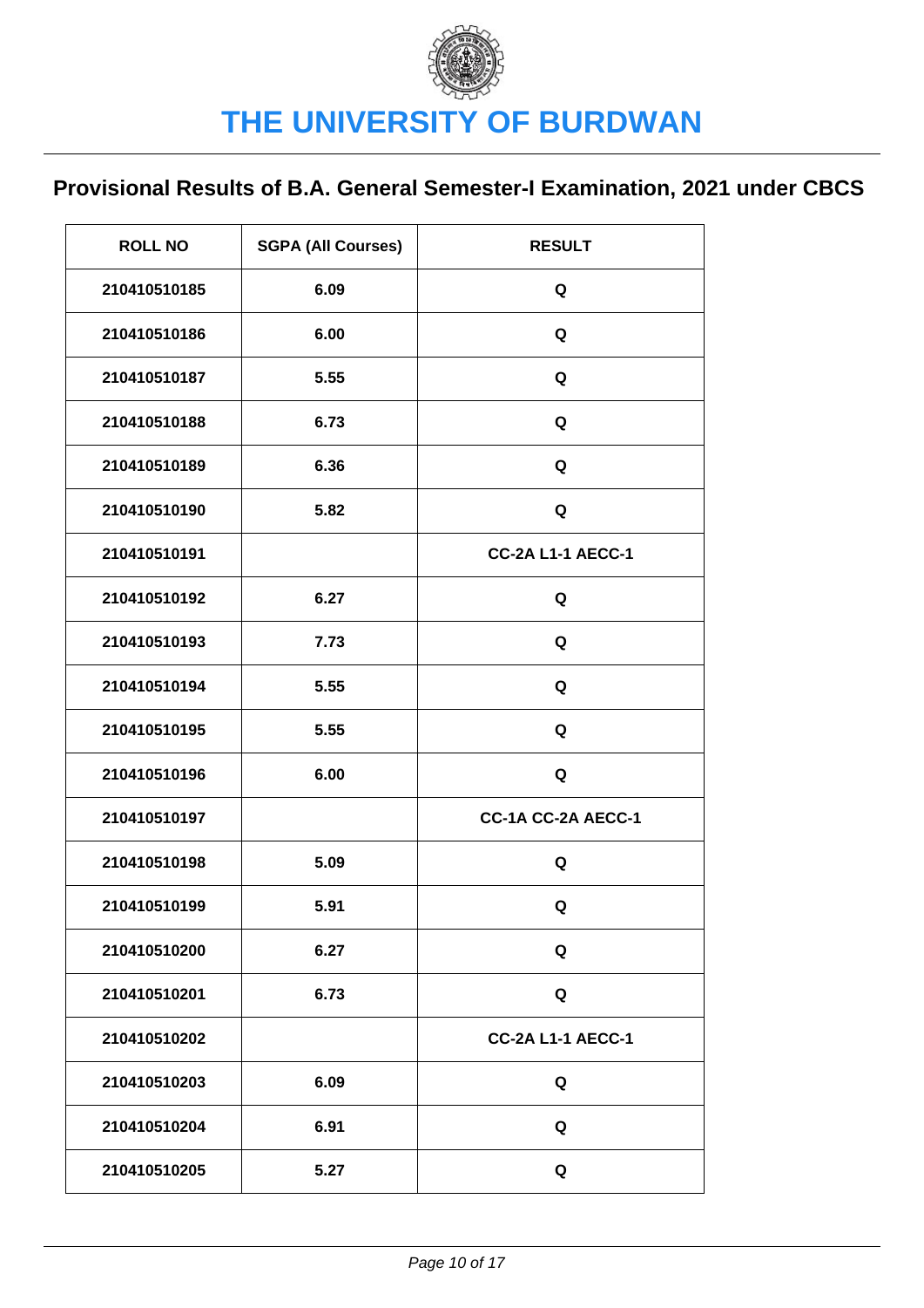# THE UNIVERSITY OF BURDWAN

## Provisional Results of B.A. General Semester-I Examination, 2021 under CBCS

| ROLL NO | SGPA (All Courses) | RESULT |
|---|---|---|
| 210410510185 | 6.09 | Q |
| 210410510186 | 6.00 | Q |
| 210410510187 | 5.55 | Q |
| 210410510188 | 6.73 | Q |
| 210410510189 | 6.36 | Q |
| 210410510190 | 5.82 | Q |
| 210410510191 | | CC-2A L1-1 AECC-1 |
| 210410510192 | 6.27 | Q |
| 210410510193 | 7.73 | Q |
| 210410510194 | 5.55 | Q |
| 210410510195 | 5.55 | Q |
| 210410510196 | 6.00 | Q |
| 210410510197 | | CC-1A CC-2A AECC-1 |
| 210410510198 | 5.09 | Q |
| 210410510199 | 5.91 | Q |
| 210410510200 | 6.27 | Q |
| 210410510201 | 6.73 | Q |
| 210410510202 | | CC-2A L1-1 AECC-1 |
| 210410510203 | 6.09 | Q |
| 210410510204 | 6.91 | Q |
| 210410510205 | 5.27 | Q |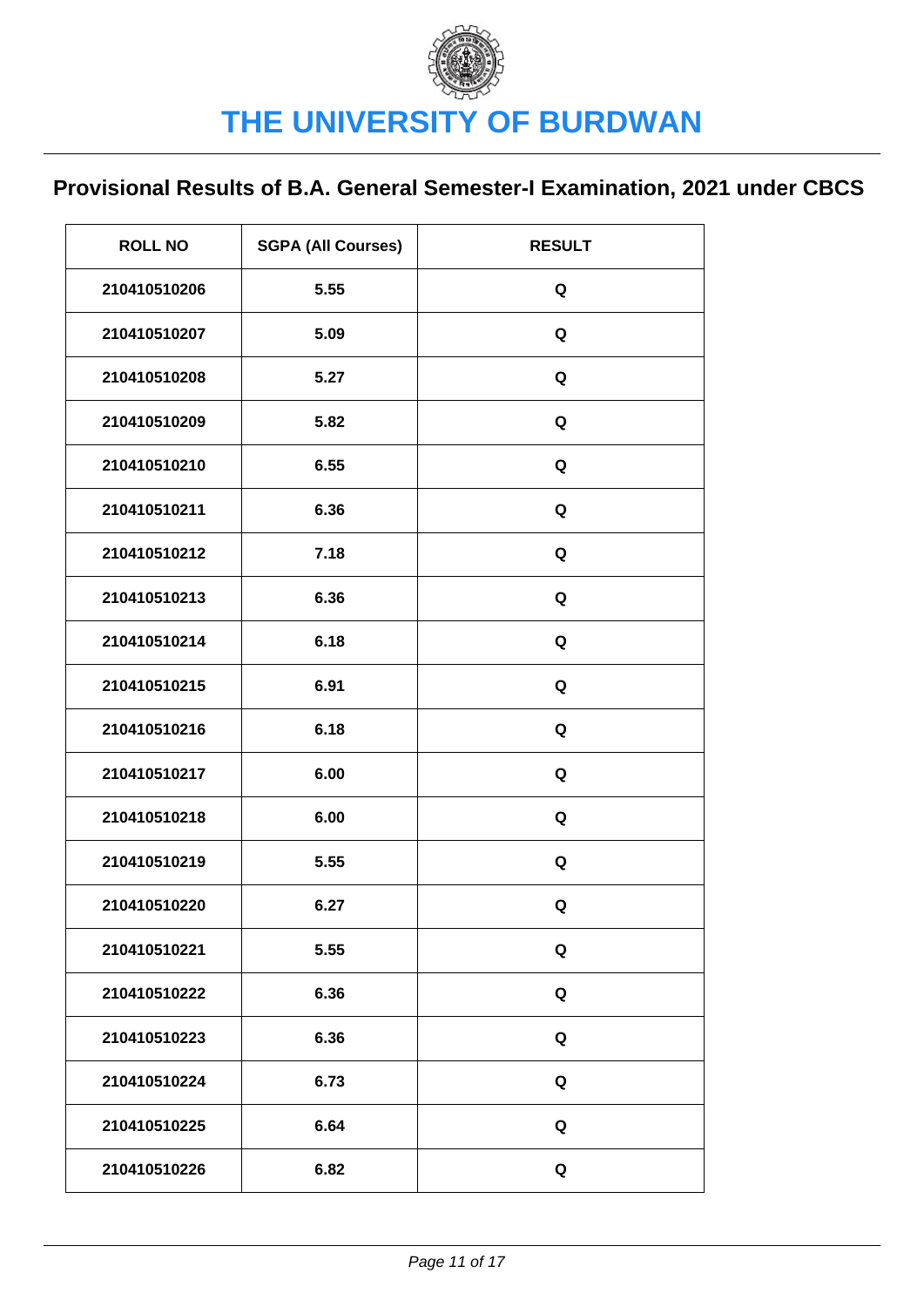# THE UNIVERSITY OF BURDWAN

## Provisional Results of B.A. General Semester-I Examination, 2021 under CBCS

| ROLL NO | SGPA (All Courses) | RESULT |
|---|---|---|
| 210410510206 | 5.55 | Q |
| 210410510207 | 5.09 | Q |
| 210410510208 | 5.27 | Q |
| 210410510209 | 5.82 | Q |
| 210410510210 | 6.55 | Q |
| 210410510211 | 6.36 | Q |
| 210410510212 | 7.18 | Q |
| 210410510213 | 6.36 | Q |
| 210410510214 | 6.18 | Q |
| 210410510215 | 6.91 | Q |
| 210410510216 | 6.18 | Q |
| 210410510217 | 6.00 | Q |
| 210410510218 | 6.00 | Q |
| 210410510219 | 5.55 | Q |
| 210410510220 | 6.27 | Q |
| 210410510221 | 5.55 | Q |
| 210410510222 | 6.36 | Q |
| 210410510223 | 6.36 | Q |
| 210410510224 | 6.73 | Q |
| 210410510225 | 6.64 | Q |
| 210410510226 | 6.82 | Q |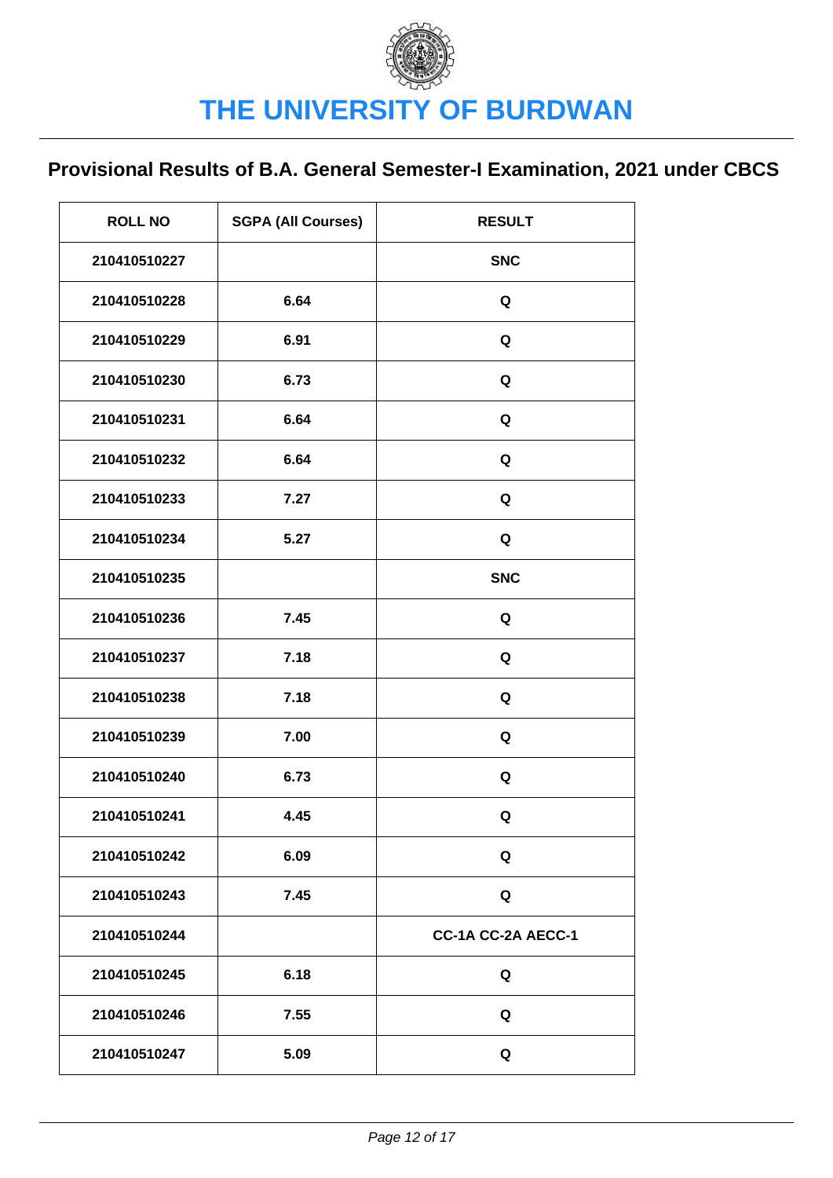# THE UNIVERSITY OF BURDWAN

## Provisional Results of B.A. General Semester-I Examination, 2021 under CBCS

| ROLL NO | SGPA (All Courses) | RESULT |
|---|---|---|
| 210410510227 | | SNC |
| 210410510228 | 6.64 | Q |
| 210410510229 | 6.91 | Q |
| 210410510230 | 6.73 | Q |
| 210410510231 | 6.64 | Q |
| 210410510232 | 6.64 | Q |
| 210410510233 | 7.27 | Q |
| 210410510234 | 5.27 | Q |
| 210410510235 | | SNC |
| 210410510236 | 7.45 | Q |
| 210410510237 | 7.18 | Q |
| 210410510238 | 7.18 | Q |
| 210410510239 | 7.00 | Q |
| 210410510240 | 6.73 | Q |
| 210410510241 | 4.45 | Q |
| 210410510242 | 6.09 | Q |
| 210410510243 | 7.45 | Q |
| 210410510244 | | CC-1A CC-2A AECC-1 |
| 210410510245 | 6.18 | Q |
| 210410510246 | 7.55 | Q |
| 210410510247 | 5.09 | Q |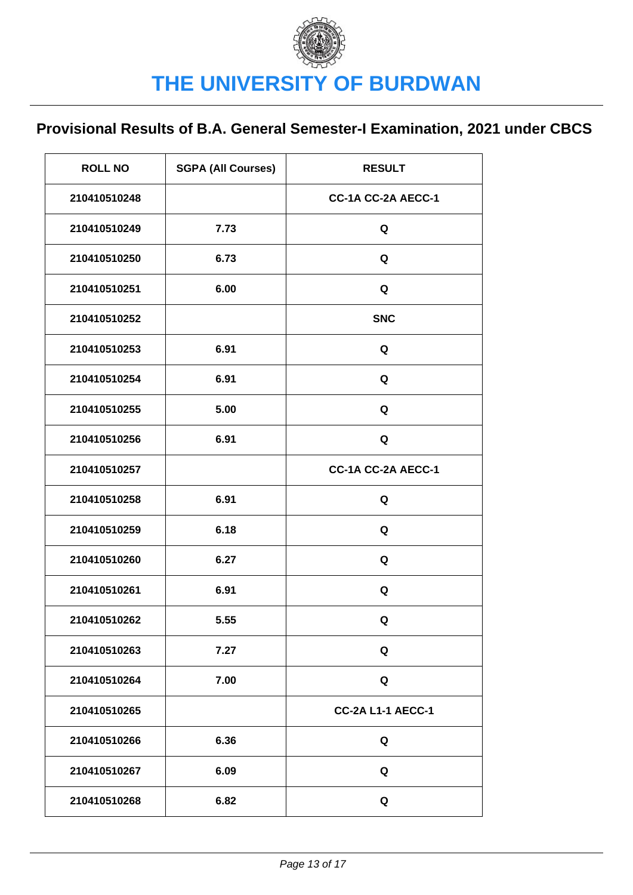# THE UNIVERSITY OF BURDWAN

## Provisional Results of B.A. General Semester-I Examination, 2021 under CBCS

| ROLL NO | SGPA (All Courses) | RESULT |
|---|---|---|
| 210410510248 | | CC-1A CC-2A AECC-1 |
| 210410510249 | 7.73 | Q |
| 210410510250 | 6.73 | Q |
| 210410510251 | 6.00 | Q |
| 210410510252 | | SNC |
| 210410510253 | 6.91 | Q |
| 210410510254 | 6.91 | Q |
| 210410510255 | 5.00 | Q |
| 210410510256 | 6.91 | Q |
| 210410510257 | | CC-1A CC-2A AECC-1 |
| 210410510258 | 6.91 | Q |
| 210410510259 | 6.18 | Q |
| 210410510260 | 6.27 | Q |
| 210410510261 | 6.91 | Q |
| 210410510262 | 5.55 | Q |
| 210410510263 | 7.27 | Q |
| 210410510264 | 7.00 | Q |
| 210410510265 | | CC-2A L1-1 AECC-1 |
| 210410510266 | 6.36 | Q |
| 210410510267 | 6.09 | Q |
| 210410510268 | 6.82 | Q |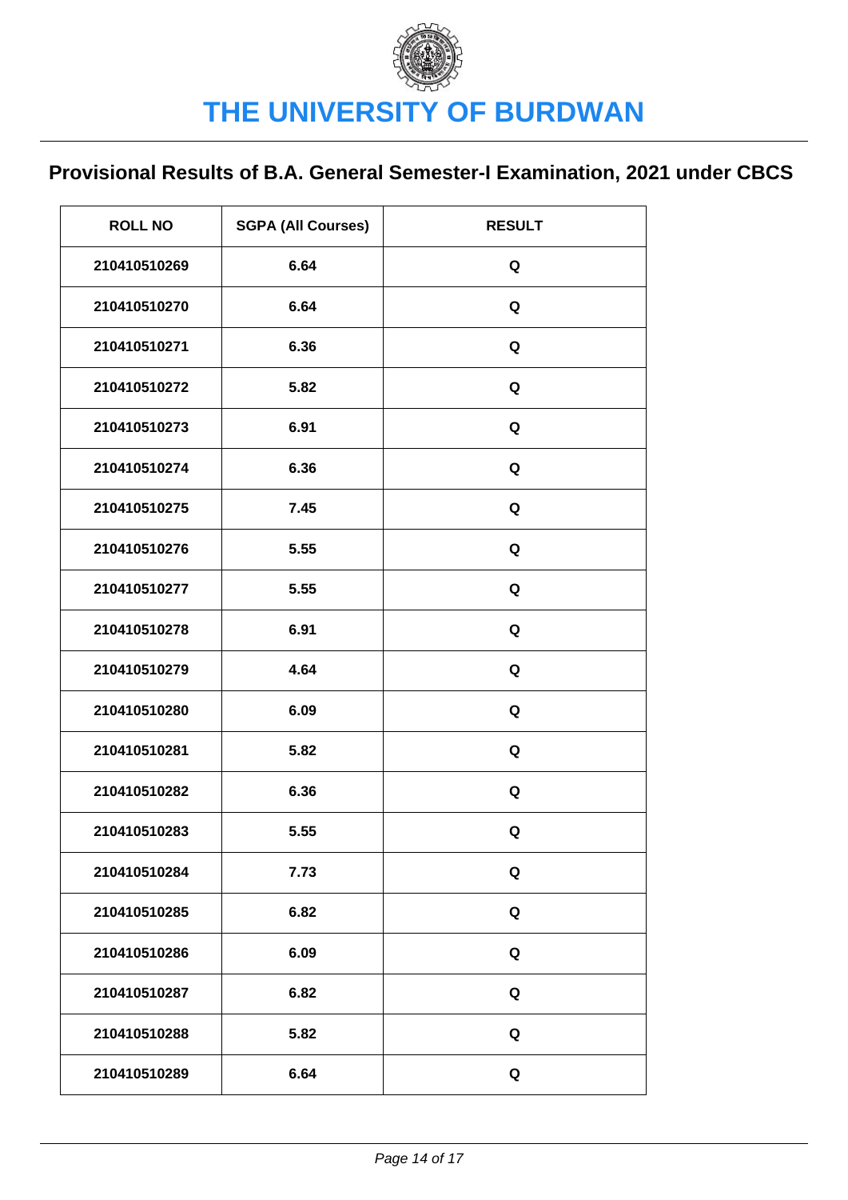# THE UNIVERSITY OF BURDWAN

## Provisional Results of B.A. General Semester-I Examination, 2021 under CBCS

| ROLL NO | SGPA (All Courses) | RESULT |
|---|---|---|
| 210410510269 | 6.64 | Q |
| 210410510270 | 6.64 | Q |
| 210410510271 | 6.36 | Q |
| 210410510272 | 5.82 | Q |
| 210410510273 | 6.91 | Q |
| 210410510274 | 6.36 | Q |
| 210410510275 | 7.45 | Q |
| 210410510276 | 5.55 | Q |
| 210410510277 | 5.55 | Q |
| 210410510278 | 6.91 | Q |
| 210410510279 | 4.64 | Q |
| 210410510280 | 6.09 | Q |
| 210410510281 | 5.82 | Q |
| 210410510282 | 6.36 | Q |
| 210410510283 | 5.55 | Q |
| 210410510284 | 7.73 | Q |
| 210410510285 | 6.82 | Q |
| 210410510286 | 6.09 | Q |
| 210410510287 | 6.82 | Q |
| 210410510288 | 5.82 | Q |
| 210410510289 | 6.64 | Q |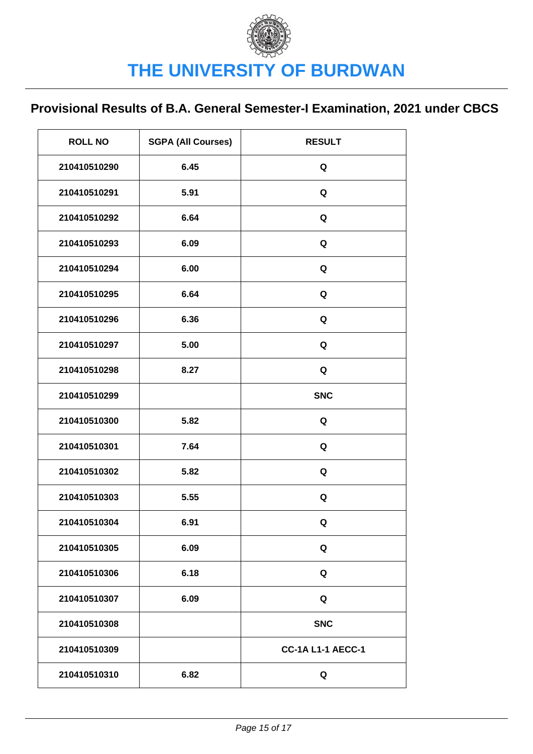# THE UNIVERSITY OF BURDWAN

## Provisional Results of B.A. General Semester-I Examination, 2021 under CBCS

| ROLL NO | SGPA (All Courses) | RESULT |
|---|---|---|
| 210410510290 | 6.45 | Q |
| 210410510291 | 5.91 | Q |
| 210410510292 | 6.64 | Q |
| 210410510293 | 6.09 | Q |
| 210410510294 | 6.00 | Q |
| 210410510295 | 6.64 | Q |
| 210410510296 | 6.36 | Q |
| 210410510297 | 5.00 | Q |
| 210410510298 | 8.27 | Q |
| 210410510299 | | SNC |
| 210410510300 | 5.82 | Q |
| 210410510301 | 7.64 | Q |
| 210410510302 | 5.82 | Q |
| 210410510303 | 5.55 | Q |
| 210410510304 | 6.91 | Q |
| 210410510305 | 6.09 | Q |
| 210410510306 | 6.18 | Q |
| 210410510307 | 6.09 | Q |
| 210410510308 | | SNC |
| 210410510309 | | CC-1A L1-1 AECC-1 |
| 210410510310 | 6.82 | Q |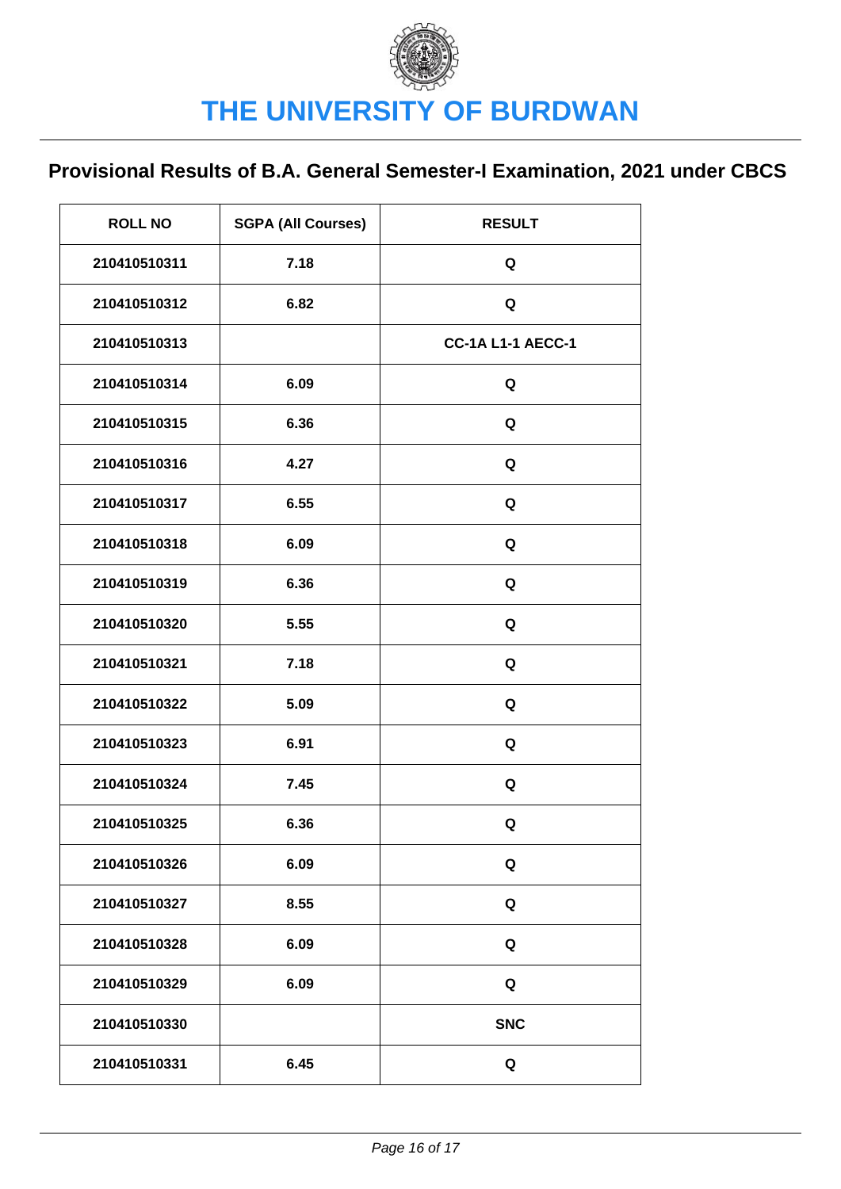# THE UNIVERSITY OF BURDWAN

## Provisional Results of B.A. General Semester-I Examination, 2021 under CBCS

| ROLL NO | SGPA (All Courses) | RESULT |
|---|---|---|
| 210410510311 | 7.18 | Q |
| 210410510312 | 6.82 | Q |
| 210410510313 | | CC-1A L1-1 AECC-1 |
| 210410510314 | 6.09 | Q |
| 210410510315 | 6.36 | Q |
| 210410510316 | 4.27 | Q |
| 210410510317 | 6.55 | Q |
| 210410510318 | 6.09 | Q |
| 210410510319 | 6.36 | Q |
| 210410510320 | 5.55 | Q |
| 210410510321 | 7.18 | Q |
| 210410510322 | 5.09 | Q |
| 210410510323 | 6.91 | Q |
| 210410510324 | 7.45 | Q |
| 210410510325 | 6.36 | Q |
| 210410510326 | 6.09 | Q |
| 210410510327 | 8.55 | Q |
| 210410510328 | 6.09 | Q |
| 210410510329 | 6.09 | Q |
| 210410510330 | | SNC |
| 210410510331 | 6.45 | Q |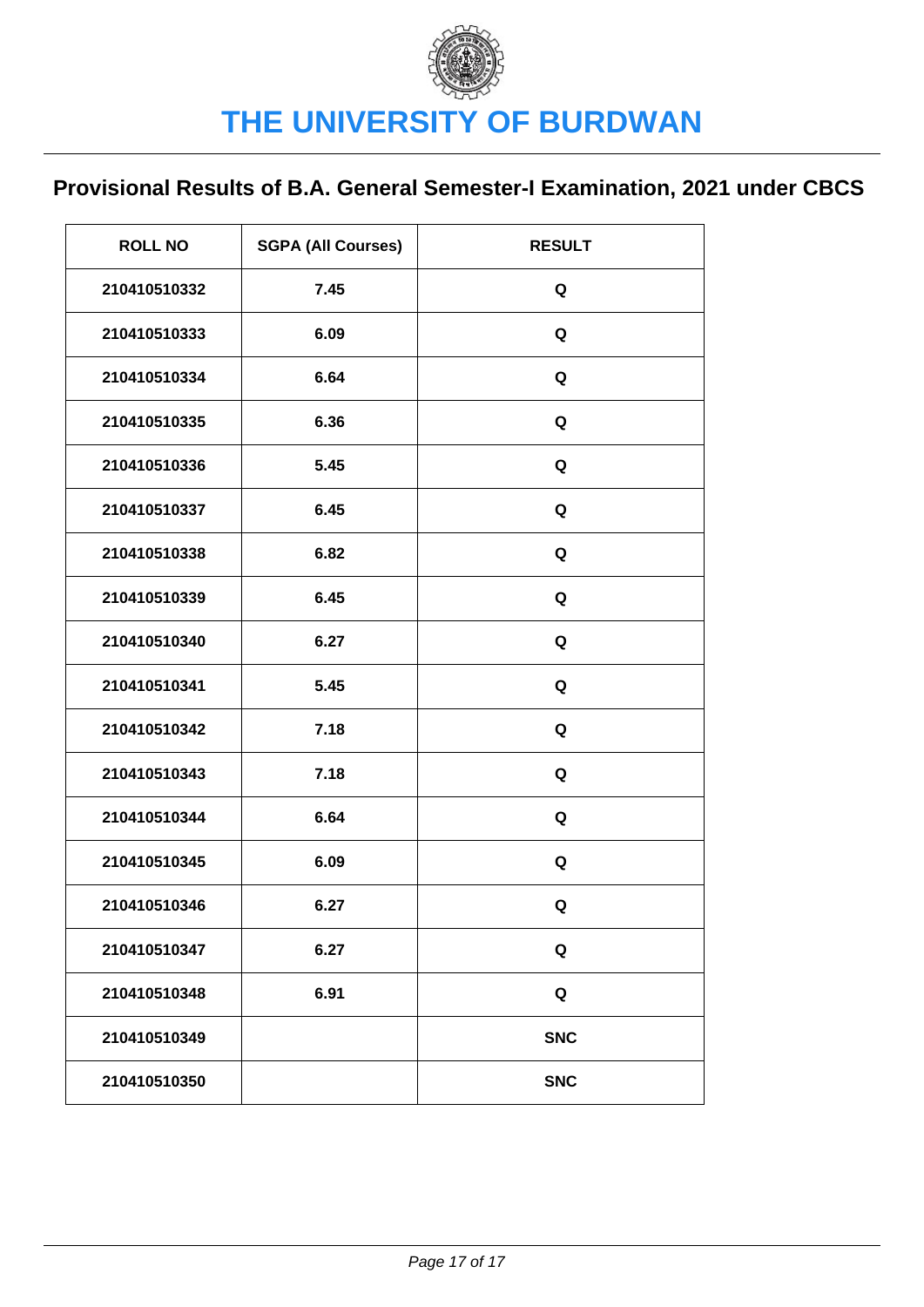# THE UNIVERSITY OF BURDWAN

## Provisional Results of B.A. General Semester-I Examination, 2021 under CBCS

| ROLL NO | SGPA (All Courses) | RESULT |
|---|---|---|
| 210410510332 | 7.45 | Q |
| 210410510333 | 6.09 | Q |
| 210410510334 | 6.64 | Q |
| 210410510335 | 6.36 | Q |
| 210410510336 | 5.45 | Q |
| 210410510337 | 6.45 | Q |
| 210410510338 | 6.82 | Q |
| 210410510339 | 6.45 | Q |
| 210410510340 | 6.27 | Q |
| 210410510341 | 5.45 | Q |
| 210410510342 | 7.18 | Q |
| 210410510343 | 7.18 | Q |
| 210410510344 | 6.64 | Q |
| 210410510345 | 6.09 | Q |
| 210410510346 | 6.27 | Q |
| 210410510347 | 6.27 | Q |
| 210410510348 | 6.91 | Q |
| 210410510349 | | SNC |
| 210410510350 | | SNC |